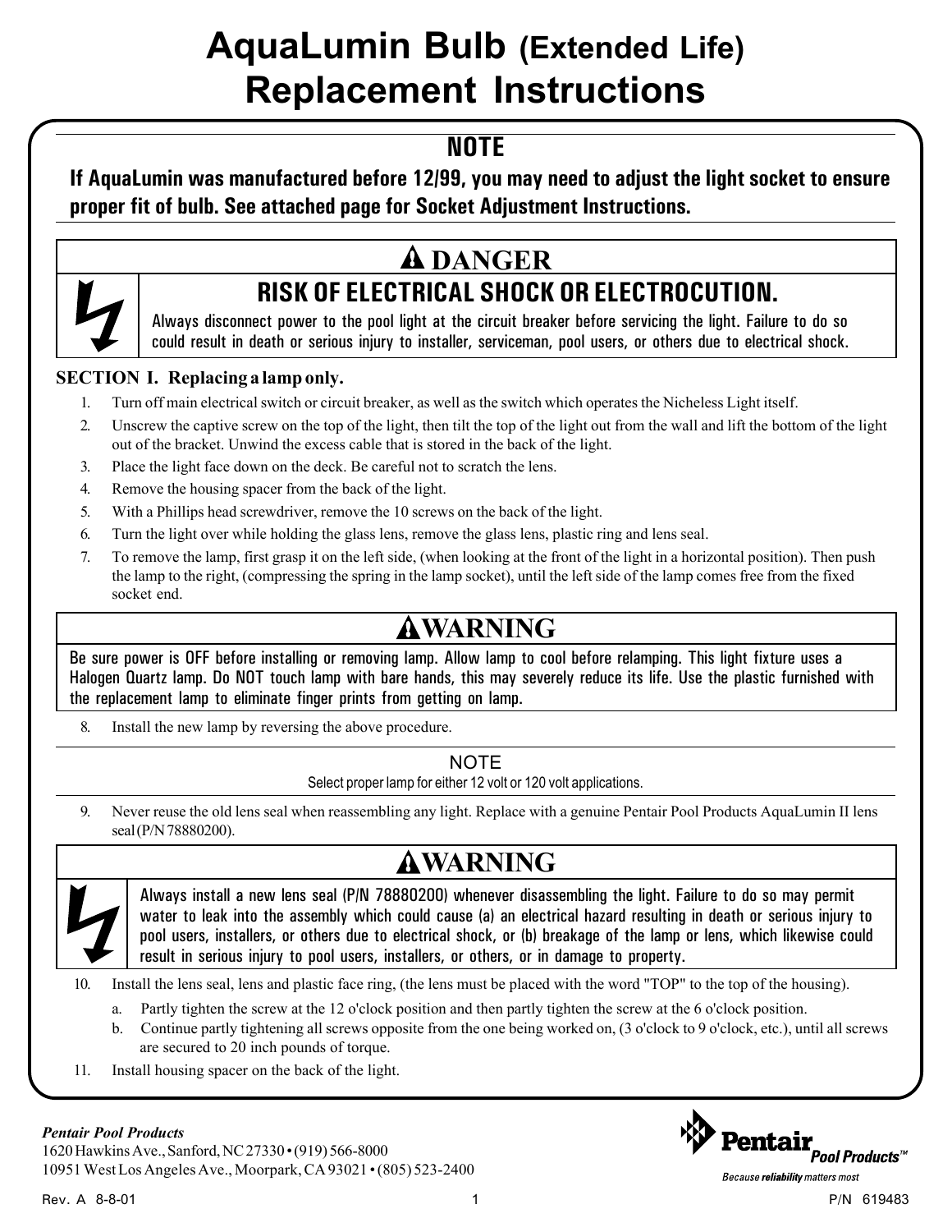# AquaLumin Bulb (Extended Life) Replacement Instructions

## NOTE

**If AquaLumin was manufactured before 12/99, you may need to adjust the light socket to ensure proper fit of bulb. See attached page for Socket Adjustment Instructions.**

## ⚠ DANGER

### RISK OF ELECTRICAL SHOCK OR ELECTROCUTION.

Always disconnect power to the pool light at the circuit breaker before servicing the light. Failure to do so could result in death or serious injury to installer, serviceman, pool users, or others due to electrical shock.

**SECTION I. Replacing a lamp only.**

1. Turn off main electrical switch or circuit breaker, as well as the switch which operates the Nicheless Light itself.
2. Unscrew the captive screw on the top of the light, then tilt the top of the light out from the wall and lift the bottom of the light out of the bracket. Unwind the excess cable that is stored in the back of the light.
3. Place the light face down on the deck. Be careful not to scratch the lens.
4. Remove the housing spacer from the back of the light.
5. With a Phillips head screwdriver, remove the 10 screws on the back of the light.
6. Turn the light over while holding the glass lens, remove the glass lens, plastic ring and lens seal.
7. To remove the lamp, first grasp it on the left side, (when looking at the front of the light in a horizontal position). Then push the lamp to the right, (compressing the spring in the lamp socket), until the left side of the lamp comes free from the fixed socket end.

## ⚠ WARNING

Be sure power is OFF before installing or removing lamp. Allow lamp to cool before relamping. This light fixture uses a Halogen Quartz lamp. Do NOT touch lamp with bare hands, this may severely reduce its life. Use the plastic furnished with the replacement lamp to eliminate finger prints from getting on lamp.

8. Install the new lamp by reversing the above procedure.

NOTE

Select proper lamp for either 12 volt or 120 volt applications.

9. Never reuse the old lens seal when reassembling any light. Replace with a genuine Pentair Pool Products AquaLumin II lens seal (P/N 78880200).

## ⚠ WARNING

Always install a new lens seal (P/N 78880200) whenever disassembling the light. Failure to do so may permit water to leak into the assembly which could cause (a) an electrical hazard resulting in death or serious injury to pool users, installers, or others due to electrical shock, or (b) breakage of the lamp or lens, which likewise could result in serious injury to pool users, installers, or others, or in damage to property.

10. Install the lens seal, lens and plastic face ring, (the lens must be placed with the word "TOP" to the top of the housing).
    a. Partly tighten the screw at the 12 o'clock position and then partly tighten the screw at the 6 o'clock position.
    b. Continue partly tightening all screws opposite from the one being worked on, (3 o'clock to 9 o'clock, etc.), until all screws are secured to 20 inch pounds of torque.
11. Install housing spacer on the back of the light.

*Pentair Pool Products*
1620 Hawkins Ave., Sanford, NC 27330 • (919) 566-8000
10951 West Los Angeles Ave., Moorpark, CA 93021 • (805) 523-2400

Pentair Pool Products™
Because **reliability** matters most

Rev. A 8-8-01

P/N 619483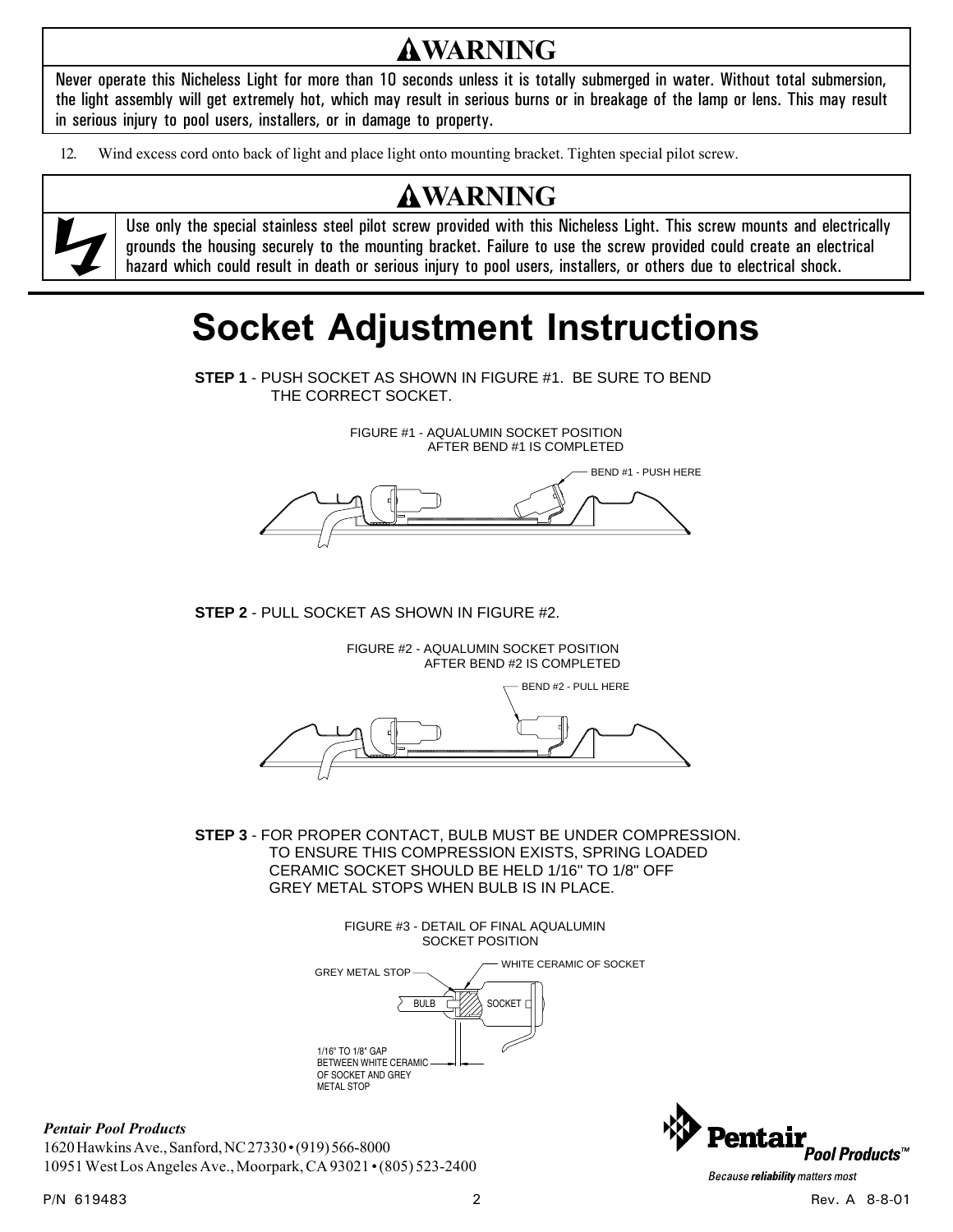## ⚠WARNING

Never operate this Nicheless Light for more than 10 seconds unless it is totally submerged in water. Without total submersion, the light assembly will get extremely hot, which may result in serious burns or in breakage of the lamp or lens. This may result in serious injury to pool users, installers, or in damage to property.

12. Wind excess cord onto back of light and place light onto mounting bracket. Tighten special pilot screw.

## ⚠WARNING

Use only the special stainless steel pilot screw provided with this Nicheless Light. This screw mounts and electrically grounds the housing securely to the mounting bracket. Failure to use the screw provided could create an electrical hazard which could result in death or serious injury to pool users, installers, or others due to electrical shock.

# Socket Adjustment Instructions

**STEP 1** - PUSH SOCKET AS SHOWN IN FIGURE #1. BE SURE TO BEND THE CORRECT SOCKET.

FIGURE #1 - AQUALUMIN SOCKET POSITION AFTER BEND #1 IS COMPLETED

BEND #1 - PUSH HERE

**STEP 2** - PULL SOCKET AS SHOWN IN FIGURE #2.

FIGURE #2 - AQUALUMIN SOCKET POSITION AFTER BEND #2 IS COMPLETED

BEND #2 - PULL HERE

**STEP 3** - FOR PROPER CONTACT, BULB MUST BE UNDER COMPRESSION. TO ENSURE THIS COMPRESSION EXISTS, SPRING LOADED CERAMIC SOCKET SHOULD BE HELD 1/16" TO 1/8" OFF GREY METAL STOPS WHEN BULB IS IN PLACE.

FIGURE #3 - DETAIL OF FINAL AQUALUMIN SOCKET POSITION

GREY METAL STOP

WHITE CERAMIC OF SOCKET

BULB

SOCKET

1/16" TO 1/8" GAP BETWEEN WHITE CERAMIC OF SOCKET AND GREY METAL STOP

***Pentair Pool Products***
1620 Hawkins Ave., Sanford, NC 27330 • (919) 566-8000
10951 West Los Angeles Ave., Moorpark, CA 93021 • (805) 523-2400

Pentair Pool Products™
Because ***reliability*** matters most

P/N 619483

Rev. A 8-8-01